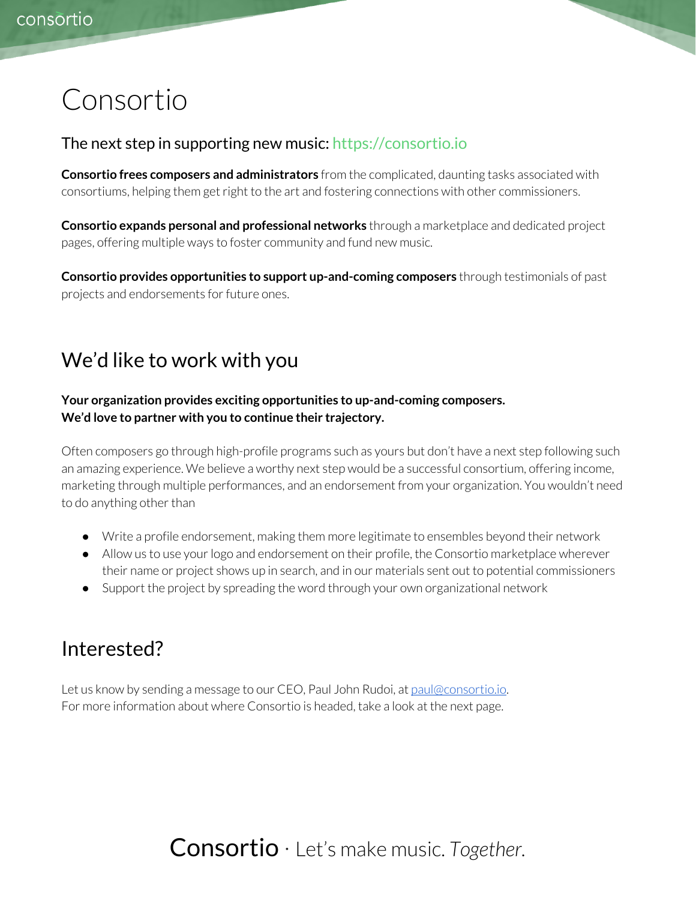# Consortio

The next step in supporting new music: https://consortio.io

**Consortio frees composers and administrators** from the complicated, daunting tasks associated with consortiums, helping them get right to the art and fostering connections with other commissioners.

**Consortio expands personal and professional networks** through a marketplace and dedicated project pages, offering multiple ways to foster community and fund new music.

**Consortio provides opportunities to support up-and-coming composers** through testimonials of past projects and endorsements for future ones.

## We'd like to work with you

**Your organization provides exciting opportunities to up-and-coming composers.**
**We'd love to partner with you to continue their trajectory.**

Often composers go through high-profile programs such as yours but don't have a next step following such an amazing experience. We believe a worthy next step would be a successful consortium, offering income, marketing through multiple performances, and an endorsement from your organization. You wouldn't need to do anything other than

- Write a profile endorsement, making them more legitimate to ensembles beyond their network
- Allow us to use your logo and endorsement on their profile, the Consortio marketplace wherever their name or project shows up in search, and in our materials sent out to potential commissioners
- Support the project by spreading the word through your own organizational network

## Interested?

Let us know by sending a message to our CEO, Paul John Rudoi, at paul@consortio.io.
For more information about where Consortio is headed, take a look at the next page.

Consortio · Let's make music. *Together.*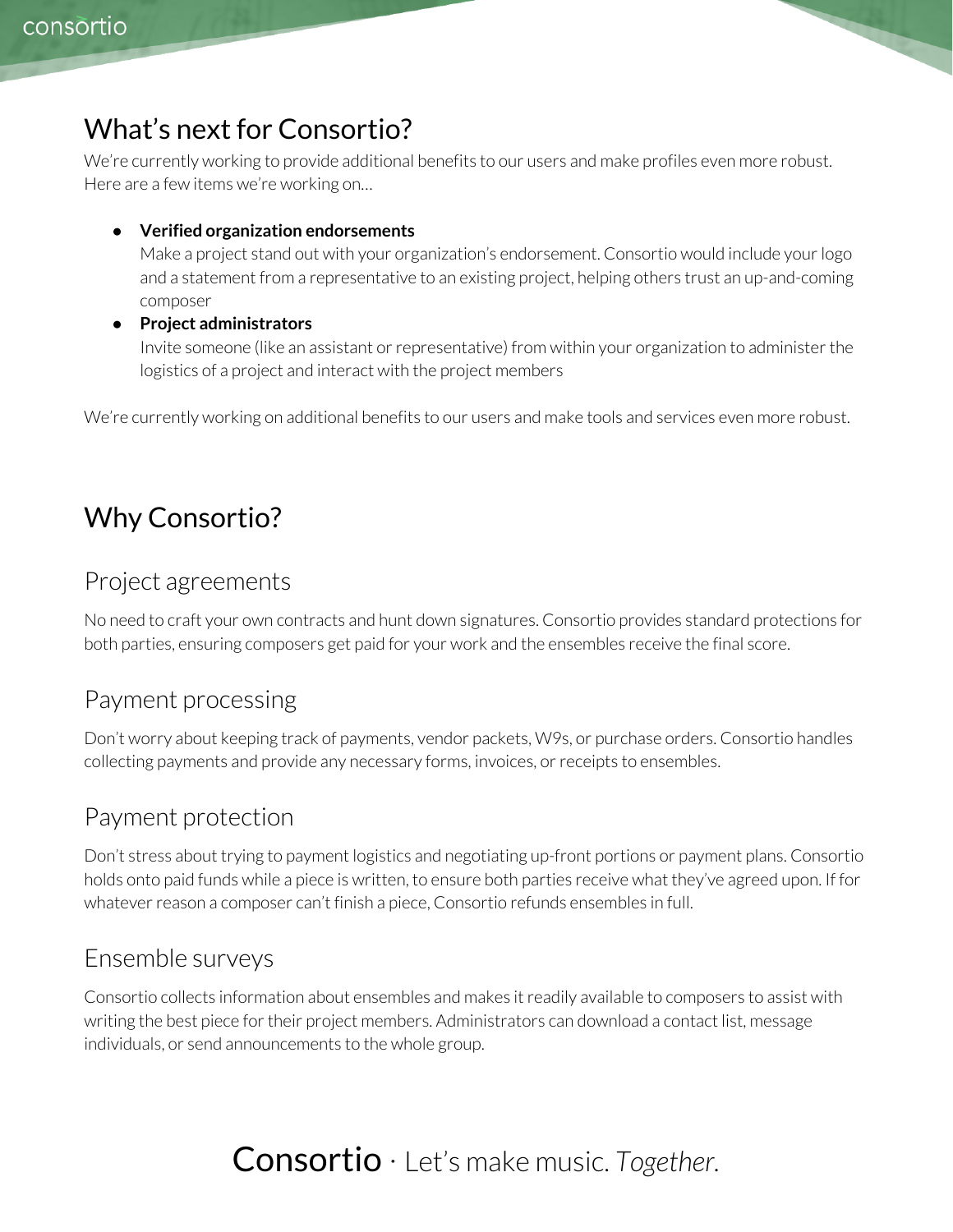# What's next for Consortio?

We're currently working to provide additional benefits to our users and make profiles even more robust. Here are a few items we're working on…

- **Verified organization endorsements**
  Make a project stand out with your organization's endorsement. Consortio would include your logo and a statement from a representative to an existing project, helping others trust an up-and-coming composer
- **Project administrators**
  Invite someone (like an assistant or representative) from within your organization to administer the logistics of a project and interact with the project members

We're currently working on additional benefits to our users and make tools and services even more robust.

# Why Consortio?

## Project agreements

No need to craft your own contracts and hunt down signatures. Consortio provides standard protections for both parties, ensuring composers get paid for your work and the ensembles receive the final score.

## Payment processing

Don't worry about keeping track of payments, vendor packets, W9s, or purchase orders. Consortio handles collecting payments and provide any necessary forms, invoices, or receipts to ensembles.

## Payment protection

Don't stress about trying to payment logistics and negotiating up-front portions or payment plans. Consortio holds onto paid funds while a piece is written, to ensure both parties receive what they've agreed upon. If for whatever reason a composer can't finish a piece, Consortio refunds ensembles in full.

## Ensemble surveys

Consortio collects information about ensembles and makes it readily available to composers to assist with writing the best piece for their project members. Administrators can download a contact list, message individuals, or send announcements to the whole group.

Consortio · Let's make music. *Together.*